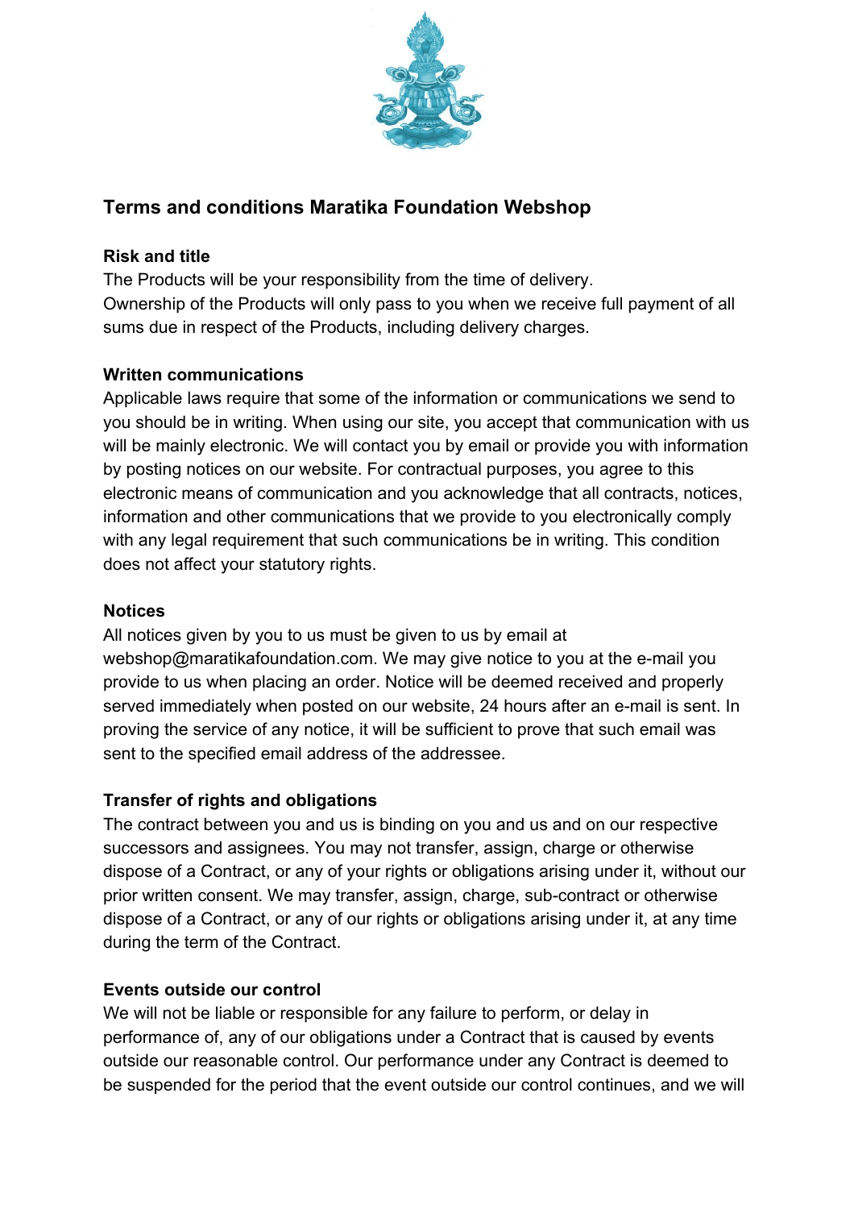# Terms and conditions Maratika Foundation Webshop

### Risk and title

The Products will be your responsibility from the time of delivery.
Ownership of the Products will only pass to you when we receive full payment of all sums due in respect of the Products, including delivery charges.

### Written communications

Applicable laws require that some of the information or communications we send to you should be in writing. When using our site, you accept that communication with us will be mainly electronic. We will contact you by email or provide you with information by posting notices on our website. For contractual purposes, you agree to this electronic means of communication and you acknowledge that all contracts, notices, information and other communications that we provide to you electronically comply with any legal requirement that such communications be in writing. This condition does not affect your statutory rights.

### Notices

All notices given by you to us must be given to us by email at webshop@maratikafoundation.com. We may give notice to you at the e-mail you provide to us when placing an order. Notice will be deemed received and properly served immediately when posted on our website, 24 hours after an e-mail is sent. In proving the service of any notice, it will be sufficient to prove that such email was sent to the specified email address of the addressee.

### Transfer of rights and obligations

The contract between you and us is binding on you and us and on our respective successors and assignees. You may not transfer, assign, charge or otherwise dispose of a Contract, or any of your rights or obligations arising under it, without our prior written consent. We may transfer, assign, charge, sub-contract or otherwise dispose of a Contract, or any of our rights or obligations arising under it, at any time during the term of the Contract.

### Events outside our control

We will not be liable or responsible for any failure to perform, or delay in performance of, any of our obligations under a Contract that is caused by events outside our reasonable control. Our performance under any Contract is deemed to be suspended for the period that the event outside our control continues, and we will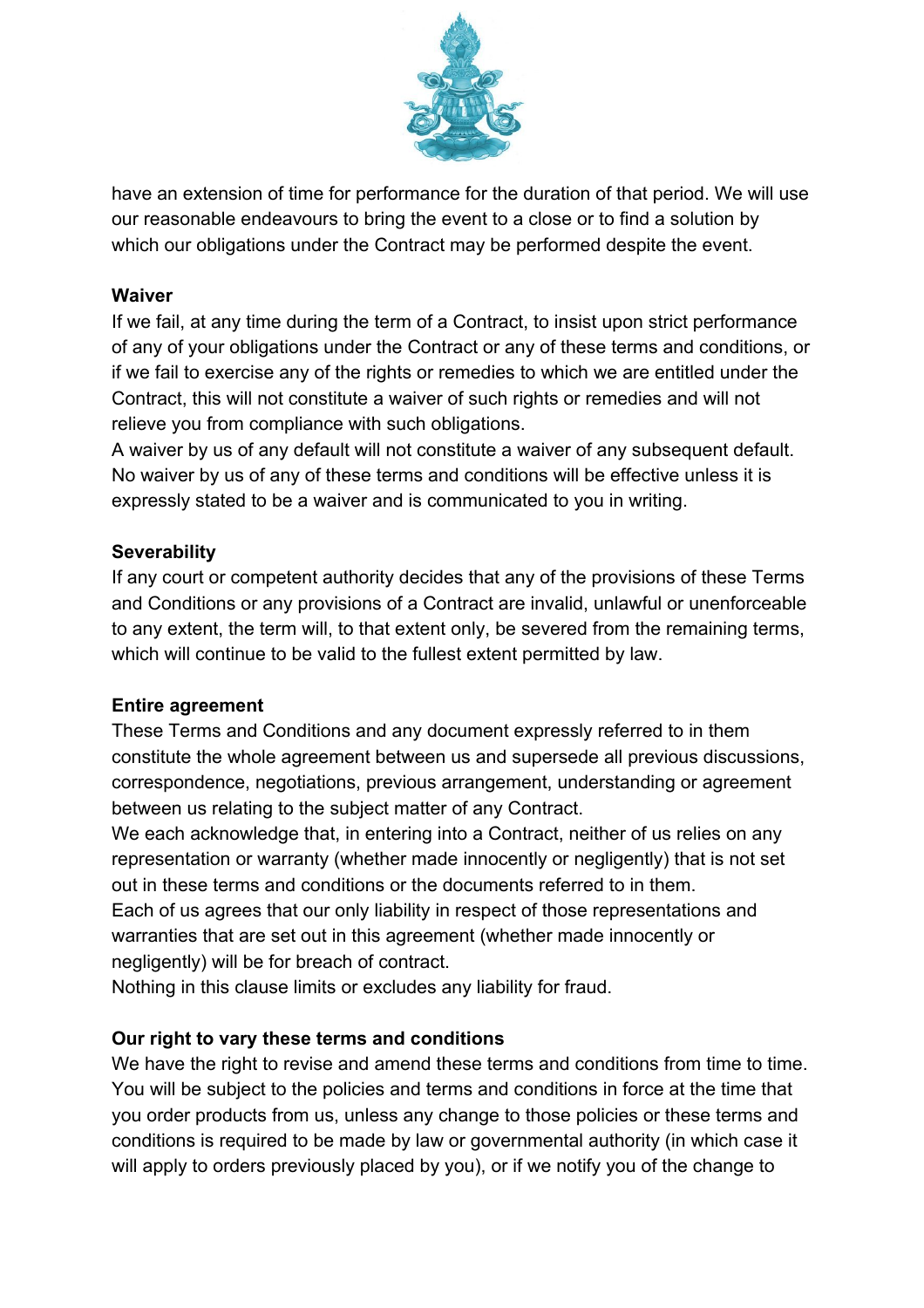have an extension of time for performance for the duration of that period. We will use our reasonable endeavours to bring the event to a close or to find a solution by which our obligations under the Contract may be performed despite the event.

**Waiver**

If we fail, at any time during the term of a Contract, to insist upon strict performance of any of your obligations under the Contract or any of these terms and conditions, or if we fail to exercise any of the rights or remedies to which we are entitled under the Contract, this will not constitute a waiver of such rights or remedies and will not relieve you from compliance with such obligations.

A waiver by us of any default will not constitute a waiver of any subsequent default. No waiver by us of any of these terms and conditions will be effective unless it is expressly stated to be a waiver and is communicated to you in writing.

**Severability**

If any court or competent authority decides that any of the provisions of these Terms and Conditions or any provisions of a Contract are invalid, unlawful or unenforceable to any extent, the term will, to that extent only, be severed from the remaining terms, which will continue to be valid to the fullest extent permitted by law.

**Entire agreement**

These Terms and Conditions and any document expressly referred to in them constitute the whole agreement between us and supersede all previous discussions, correspondence, negotiations, previous arrangement, understanding or agreement between us relating to the subject matter of any Contract.

We each acknowledge that, in entering into a Contract, neither of us relies on any representation or warranty (whether made innocently or negligently) that is not set out in these terms and conditions or the documents referred to in them.

Each of us agrees that our only liability in respect of those representations and warranties that are set out in this agreement (whether made innocently or negligently) will be for breach of contract.

Nothing in this clause limits or excludes any liability for fraud.

**Our right to vary these terms and conditions**

We have the right to revise and amend these terms and conditions from time to time. You will be subject to the policies and terms and conditions in force at the time that you order products from us, unless any change to those policies or these terms and conditions is required to be made by law or governmental authority (in which case it will apply to orders previously placed by you), or if we notify you of the change to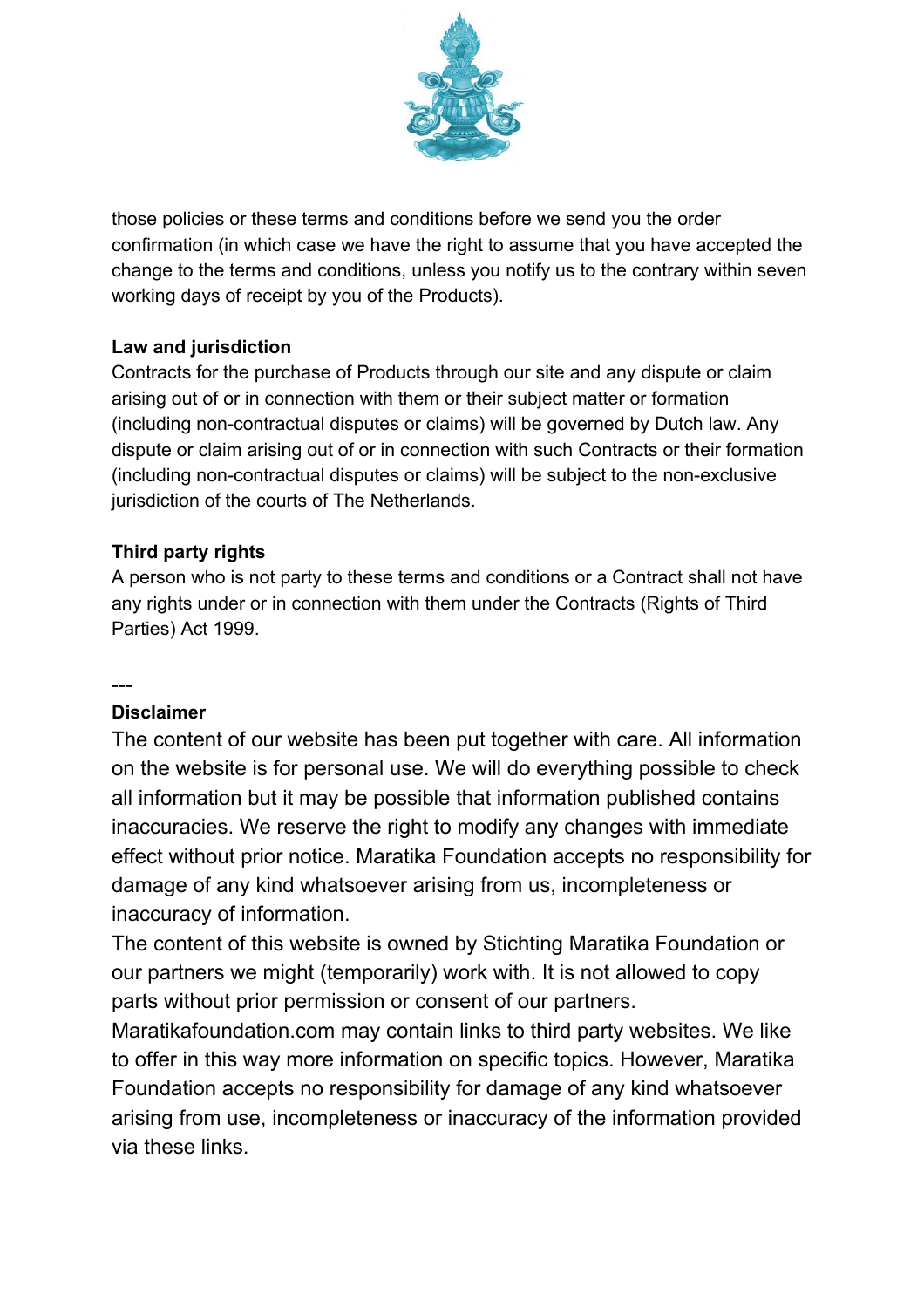those policies or these terms and conditions before we send you the order confirmation (in which case we have the right to assume that you have accepted the change to the terms and conditions, unless you notify us to the contrary within seven working days of receipt by you of the Products).

**Law and jurisdiction**
Contracts for the purchase of Products through our site and any dispute or claim arising out of or in connection with them or their subject matter or formation (including non-contractual disputes or claims) will be governed by Dutch law. Any dispute or claim arising out of or in connection with such Contracts or their formation (including non-contractual disputes or claims) will be subject to the non-exclusive jurisdiction of the courts of The Netherlands.

**Third party rights**
A person who is not party to these terms and conditions or a Contract shall not have any rights under or in connection with them under the Contracts (Rights of Third Parties) Act 1999.

---

**Disclaimer**
The content of our website has been put together with care. All information on the website is for personal use. We will do everything possible to check all information but it may be possible that information published contains inaccuracies. We reserve the right to modify any changes with immediate effect without prior notice. Maratika Foundation accepts no responsibility for damage of any kind whatsoever arising from us, incompleteness or inaccuracy of information.
The content of this website is owned by Stichting Maratika Foundation or our partners we might (temporarily) work with. It is not allowed to copy parts without prior permission or consent of our partners.
Maratikafoundation.com may contain links to third party websites. We like to offer in this way more information on specific topics. However, Maratika Foundation accepts no responsibility for damage of any kind whatsoever arising from use, incompleteness or inaccuracy of the information provided via these links.